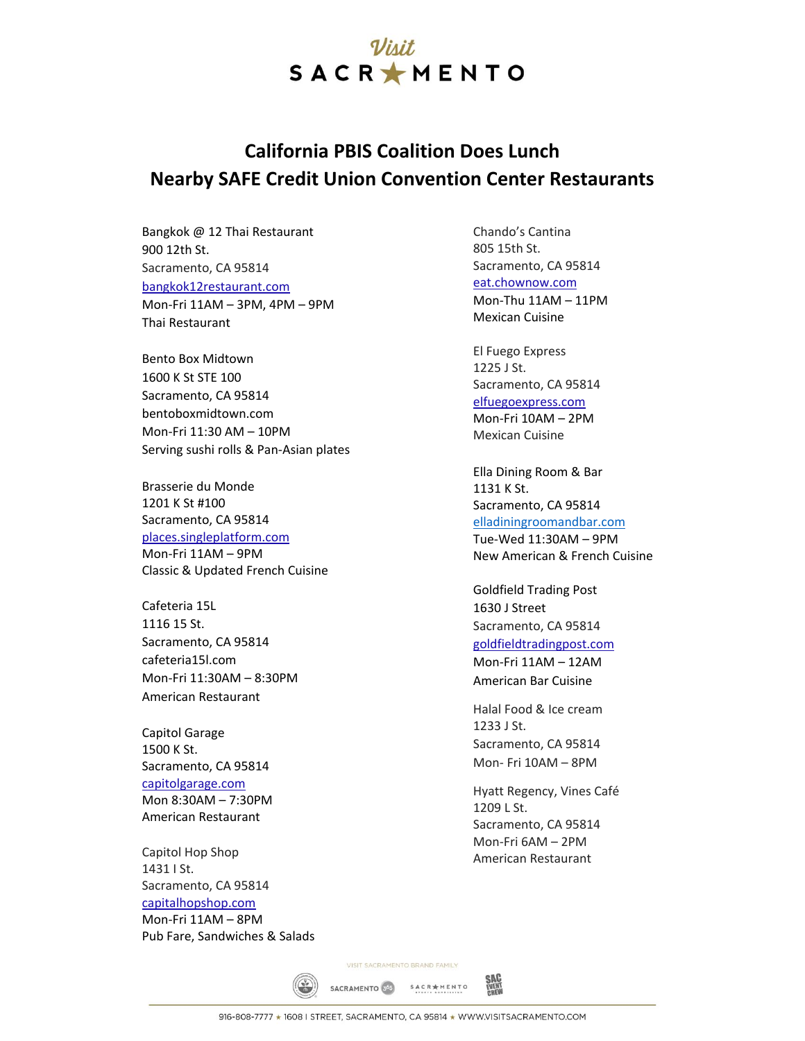# California PBIS Coalition Does Lunch
## Nearby SAFE Credit Union Convention Center Restaurants

Bangkok @ 12 Thai Restaurant
900 12th St.
Sacramento, CA 95814
bangkok12restaurant.com
Mon-Fri 11AM – 3PM, 4PM – 9PM
Thai Restaurant

Bento Box Midtown
1600 K St STE 100
Sacramento, CA 95814
bentoboxmidtown.com
Mon-Fri 11:30 AM – 10PM
Serving sushi rolls & Pan-Asian plates

Brasserie du Monde
1201 K St #100
Sacramento, CA 95814
places.singleplatform.com
Mon-Fri 11AM – 9PM
Classic & Updated French Cuisine

Cafeteria 15L
1116 15 St.
Sacramento, CA 95814
cafeteria15l.com
Mon-Fri 11:30AM – 8:30PM
American Restaurant

Capitol Garage
1500 K St.
Sacramento, CA 95814
capitolgarage.com
Mon 8:30AM – 7:30PM
American Restaurant

Capitol Hop Shop
1431 I St.
Sacramento, CA 95814
capitalhopshop.com
Mon-Fri 11AM – 8PM
Pub Fare, Sandwiches & Salads

Chando's Cantina
805 15th St.
Sacramento, CA 95814
eat.chownow.com
Mon-Thu 11AM – 11PM
Mexican Cuisine

El Fuego Express
1225 J St.
Sacramento, CA 95814
elfuegoexpress.com
Mon-Fri 10AM – 2PM
Mexican Cuisine

Ella Dining Room & Bar
1131 K St.
Sacramento, CA 95814
elladiningroomandbar.com
Tue-Wed 11:30AM – 9PM
New American & French Cuisine

Goldfield Trading Post
1630 J Street
Sacramento, CA 95814
goldfieldtradingpost.com
Mon-Fri 11AM – 12AM
American Bar Cuisine

Halal Food & Ice cream
1233 J St.
Sacramento, CA 95814
Mon- Fri 10AM – 8PM

Hyatt Regency, Vines Café
1209 L St.
Sacramento, CA 95814
Mon-Fri 6AM – 2PM
American Restaurant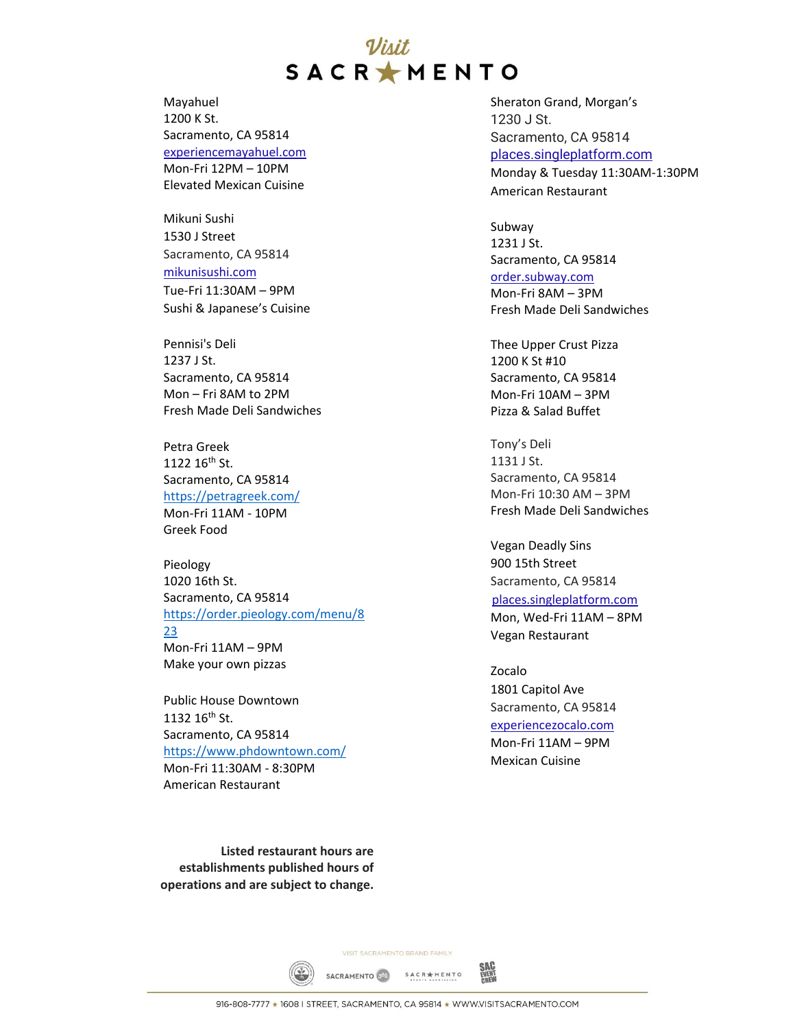Mayahuel
1200 K St.
Sacramento, CA 95814
experiencemayahuel.com
Mon-Fri 12PM – 10PM
Elevated Mexican Cuisine

Mikuni Sushi
1530 J Street
Sacramento, CA 95814
mikunisushi.com
Tue-Fri 11:30AM – 9PM
Sushi & Japanese's Cuisine

Pennisi's Deli
1237 J St.
Sacramento, CA 95814
Mon – Fri 8AM to 2PM
Fresh Made Deli Sandwiches

Petra Greek
1122 16th St.
Sacramento, CA 95814
https://petragreek.com/
Mon-Fri 11AM - 10PM
Greek Food

Pieology
1020 16th St.
Sacramento, CA 95814
https://order.pieology.com/menu/823
Mon-Fri 11AM – 9PM
Make your own pizzas

Public House Downtown
1132 16th St.
Sacramento, CA 95814
https://www.phdowntown.com/
Mon-Fri 11:30AM - 8:30PM
American Restaurant

Sheraton Grand, Morgan's
1230 J St.
Sacramento, CA 95814
places.singleplatform.com
Monday & Tuesday 11:30AM-1:30PM
American Restaurant

Subway
1231 J St.
Sacramento, CA 95814
order.subway.com
Mon-Fri 8AM – 3PM
Fresh Made Deli Sandwiches

Thee Upper Crust Pizza
1200 K St #10
Sacramento, CA 95814
Mon-Fri 10AM – 3PM
Pizza & Salad Buffet

Tony's Deli
1131 J St.
Sacramento, CA 95814
Mon-Fri 10:30 AM – 3PM
Fresh Made Deli Sandwiches

Vegan Deadly Sins
900 15th Street
Sacramento, CA 95814
places.singleplatform.com
Mon, Wed-Fri 11AM – 8PM
Vegan Restaurant

Zocalo
1801 Capitol Ave
Sacramento, CA 95814
experiencezocalo.com
Mon-Fri 11AM – 9PM
Mexican Cuisine

**Listed restaurant hours are establishments published hours of operations and are subject to change.**